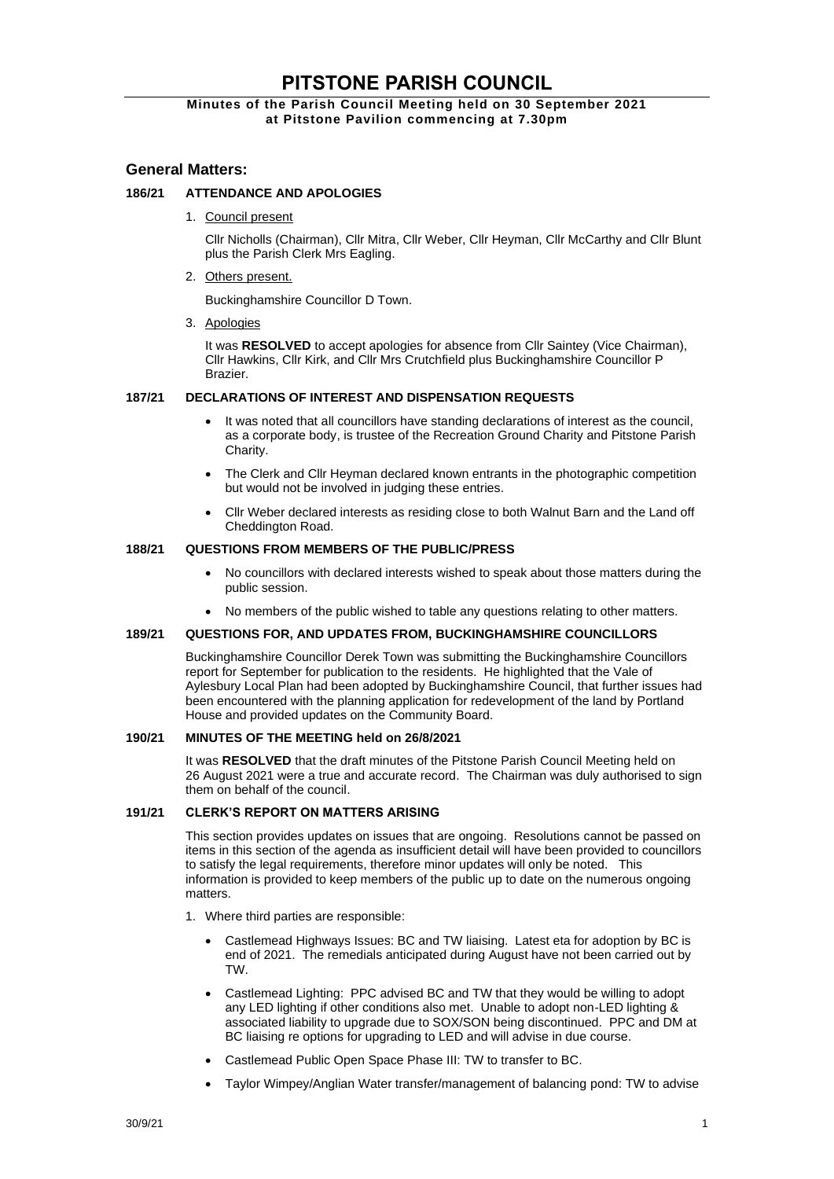# PITSTONE PARISH COUNCIL

**Minutes of the Parish Council Meeting held on 30 September 2021 at Pitstone Pavilion commencing at 7.30pm**

## General Matters:

### 186/21 ATTENDANCE AND APOLOGIES

1. Council present

   Cllr Nicholls (Chairman), Cllr Mitra, Cllr Weber, Cllr Heyman, Cllr McCarthy and Cllr Blunt plus the Parish Clerk Mrs Eagling.

2. Others present.

   Buckinghamshire Councillor D Town.

3. Apologies

   It was **RESOLVED** to accept apologies for absence from Cllr Saintey (Vice Chairman), Cllr Hawkins, Cllr Kirk, and Cllr Mrs Crutchfield plus Buckinghamshire Councillor P Brazier.

### 187/21 DECLARATIONS OF INTEREST AND DISPENSATION REQUESTS

- It was noted that all councillors have standing declarations of interest as the council, as a corporate body, is trustee of the Recreation Ground Charity and Pitstone Parish Charity.
- The Clerk and Cllr Heyman declared known entrants in the photographic competition but would not be involved in judging these entries.
- Cllr Weber declared interests as residing close to both Walnut Barn and the Land off Cheddington Road.

### 188/21 QUESTIONS FROM MEMBERS OF THE PUBLIC/PRESS

- No councillors with declared interests wished to speak about those matters during the public session.
- No members of the public wished to table any questions relating to other matters.

### 189/21 QUESTIONS FOR, AND UPDATES FROM, BUCKINGHAMSHIRE COUNCILLORS

Buckinghamshire Councillor Derek Town was submitting the Buckinghamshire Councillors report for September for publication to the residents. He highlighted that the Vale of Aylesbury Local Plan had been adopted by Buckinghamshire Council, that further issues had been encountered with the planning application for redevelopment of the land by Portland House and provided updates on the Community Board.

### 190/21 MINUTES OF THE MEETING held on 26/8/2021

It was **RESOLVED** that the draft minutes of the Pitstone Parish Council Meeting held on 26 August 2021 were a true and accurate record. The Chairman was duly authorised to sign them on behalf of the council.

### 191/21 CLERK'S REPORT ON MATTERS ARISING

This section provides updates on issues that are ongoing. Resolutions cannot be passed on items in this section of the agenda as insufficient detail will have been provided to councillors to satisfy the legal requirements, therefore minor updates will only be noted. This information is provided to keep members of the public up to date on the numerous ongoing matters.

1. Where third parties are responsible:
   - Castlemead Highways Issues: BC and TW liaising. Latest eta for adoption by BC is end of 2021. The remedials anticipated during August have not been carried out by TW.
   - Castlemead Lighting: PPC advised BC and TW that they would be willing to adopt any LED lighting if other conditions also met. Unable to adopt non-LED lighting & associated liability to upgrade due to SOX/SON being discontinued. PPC and DM at BC liaising re options for upgrading to LED and will advise in due course.
   - Castlemead Public Open Space Phase III: TW to transfer to BC.
   - Taylor Wimpey/Anglian Water transfer/management of balancing pond: TW to advise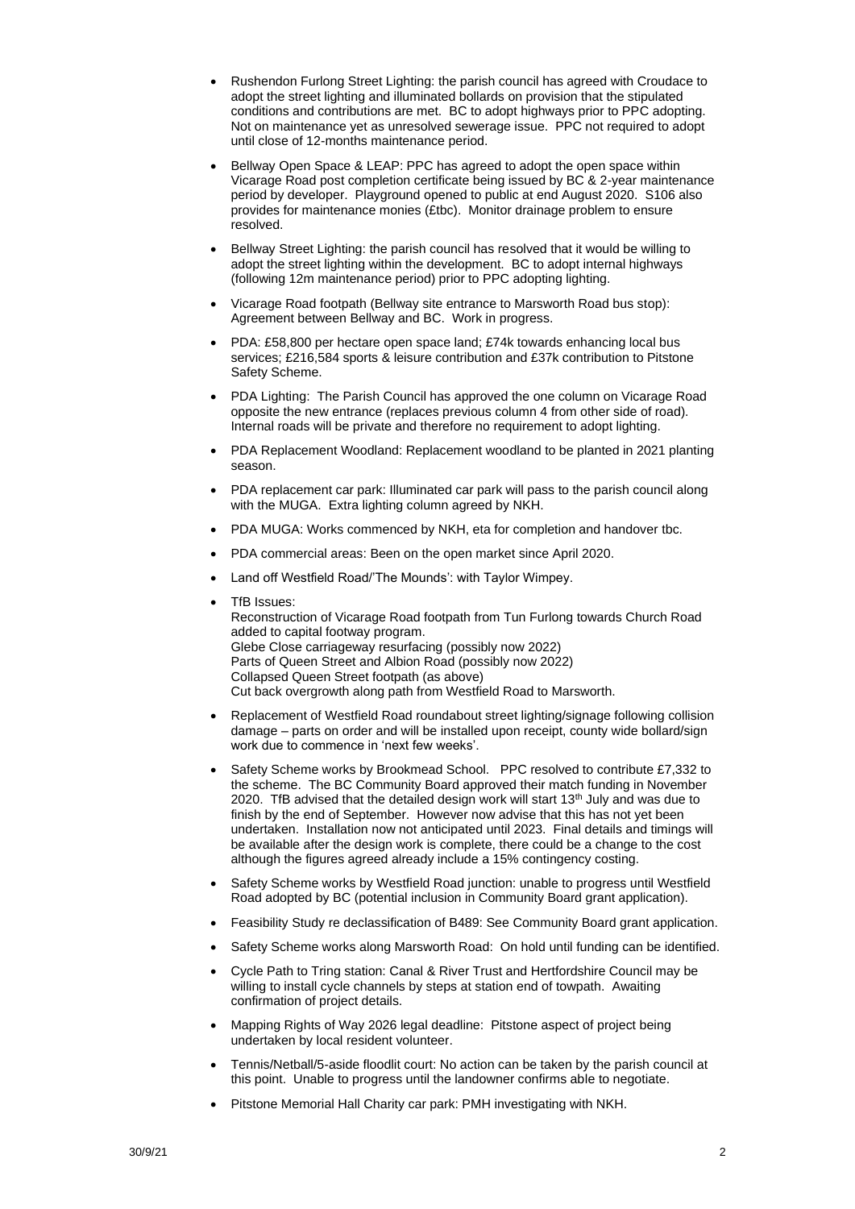- Rushendon Furlong Street Lighting: the parish council has agreed with Croudace to adopt the street lighting and illuminated bollards on provision that the stipulated conditions and contributions are met. BC to adopt highways prior to PPC adopting. Not on maintenance yet as unresolved sewerage issue. PPC not required to adopt until close of 12-months maintenance period.

- Bellway Open Space & LEAP: PPC has agreed to adopt the open space within Vicarage Road post completion certificate being issued by BC & 2-year maintenance period by developer. Playground opened to public at end August 2020. S106 also provides for maintenance monies (£tbc). Monitor drainage problem to ensure resolved.

- Bellway Street Lighting: the parish council has resolved that it would be willing to adopt the street lighting within the development. BC to adopt internal highways (following 12m maintenance period) prior to PPC adopting lighting.

- Vicarage Road footpath (Bellway site entrance to Marsworth Road bus stop): Agreement between Bellway and BC. Work in progress.

- PDA: £58,800 per hectare open space land; £74k towards enhancing local bus services; £216,584 sports & leisure contribution and £37k contribution to Pitstone Safety Scheme.

- PDA Lighting: The Parish Council has approved the one column on Vicarage Road opposite the new entrance (replaces previous column 4 from other side of road). Internal roads will be private and therefore no requirement to adopt lighting.

- PDA Replacement Woodland: Replacement woodland to be planted in 2021 planting season.

- PDA replacement car park: Illuminated car park will pass to the parish council along with the MUGA. Extra lighting column agreed by NKH.

- PDA MUGA: Works commenced by NKH, eta for completion and handover tbc.

- PDA commercial areas: Been on the open market since April 2020.

- Land off Westfield Road/'The Mounds': with Taylor Wimpey.

- TfB Issues:
  Reconstruction of Vicarage Road footpath from Tun Furlong towards Church Road added to capital footway program.
  Glebe Close carriageway resurfacing (possibly now 2022)
  Parts of Queen Street and Albion Road (possibly now 2022)
  Collapsed Queen Street footpath (as above)
  Cut back overgrowth along path from Westfield Road to Marsworth.

- Replacement of Westfield Road roundabout street lighting/signage following collision damage – parts on order and will be installed upon receipt, county wide bollard/sign work due to commence in 'next few weeks'.

- Safety Scheme works by Brookmead School. PPC resolved to contribute £7,332 to the scheme. The BC Community Board approved their match funding in November 2020. TfB advised that the detailed design work will start 13th July and was due to finish by the end of September. However now advise that this has not yet been undertaken. Installation now not anticipated until 2023. Final details and timings will be available after the design work is complete, there could be a change to the cost although the figures agreed already include a 15% contingency costing.

- Safety Scheme works by Westfield Road junction: unable to progress until Westfield Road adopted by BC (potential inclusion in Community Board grant application).

- Feasibility Study re declassification of B489: See Community Board grant application.

- Safety Scheme works along Marsworth Road: On hold until funding can be identified.

- Cycle Path to Tring station: Canal & River Trust and Hertfordshire Council may be willing to install cycle channels by steps at station end of towpath. Awaiting confirmation of project details.

- Mapping Rights of Way 2026 legal deadline: Pitstone aspect of project being undertaken by local resident volunteer.

- Tennis/Netball/5-aside floodlit court: No action can be taken by the parish council at this point. Unable to progress until the landowner confirms able to negotiate.

- Pitstone Memorial Hall Charity car park: PMH investigating with NKH.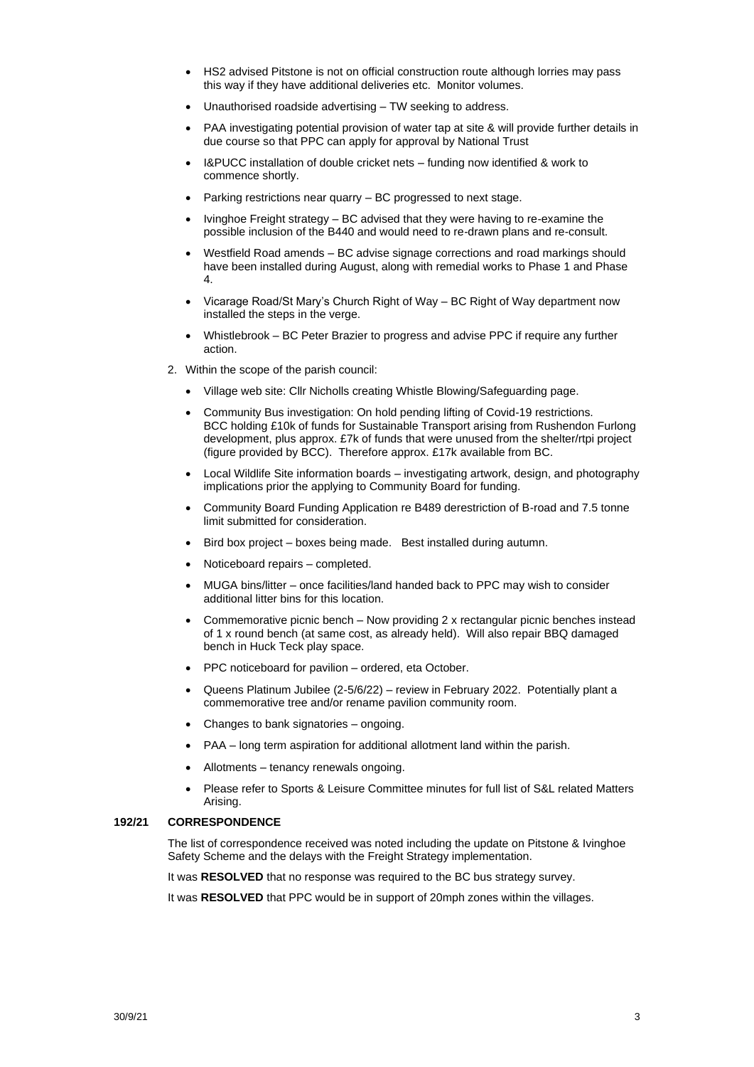- HS2 advised Pitstone is not on official construction route although lorries may pass this way if they have additional deliveries etc. Monitor volumes.
- Unauthorised roadside advertising – TW seeking to address.
- PAA investigating potential provision of water tap at site & will provide further details in due course so that PPC can apply for approval by National Trust
- I&PUCC installation of double cricket nets – funding now identified & work to commence shortly.
- Parking restrictions near quarry – BC progressed to next stage.
- Ivinghoe Freight strategy – BC advised that they were having to re-examine the possible inclusion of the B440 and would need to re-drawn plans and re-consult.
- Westfield Road amends – BC advise signage corrections and road markings should have been installed during August, along with remedial works to Phase 1 and Phase 4.
- Vicarage Road/St Mary's Church Right of Way – BC Right of Way department now installed the steps in the verge.
- Whistlebrook – BC Peter Brazier to progress and advise PPC if require any further action.

2. Within the scope of the parish council:
   - Village web site: Cllr Nicholls creating Whistle Blowing/Safeguarding page.
   - Community Bus investigation: On hold pending lifting of Covid-19 restrictions. BCC holding £10k of funds for Sustainable Transport arising from Rushendon Furlong development, plus approx. £7k of funds that were unused from the shelter/rtpi project (figure provided by BCC). Therefore approx. £17k available from BC.
   - Local Wildlife Site information boards – investigating artwork, design, and photography implications prior the applying to Community Board for funding.
   - Community Board Funding Application re B489 derestriction of B-road and 7.5 tonne limit submitted for consideration.
   - Bird box project – boxes being made. Best installed during autumn.
   - Noticeboard repairs – completed.
   - MUGA bins/litter – once facilities/land handed back to PPC may wish to consider additional litter bins for this location.
   - Commemorative picnic bench – Now providing 2 x rectangular picnic benches instead of 1 x round bench (at same cost, as already held). Will also repair BBQ damaged bench in Huck Teck play space.
   - PPC noticeboard for pavilion – ordered, eta October.
   - Queens Platinum Jubilee (2-5/6/22) – review in February 2022. Potentially plant a commemorative tree and/or rename pavilion community room.
   - Changes to bank signatories – ongoing.
   - PAA – long term aspiration for additional allotment land within the parish.
   - Allotments – tenancy renewals ongoing.
   - Please refer to Sports & Leisure Committee minutes for full list of S&L related Matters Arising.

**192/21 CORRESPONDENCE**

The list of correspondence received was noted including the update on Pitstone & Ivinghoe Safety Scheme and the delays with the Freight Strategy implementation.

It was **RESOLVED** that no response was required to the BC bus strategy survey.

It was **RESOLVED** that PPC would be in support of 20mph zones within the villages.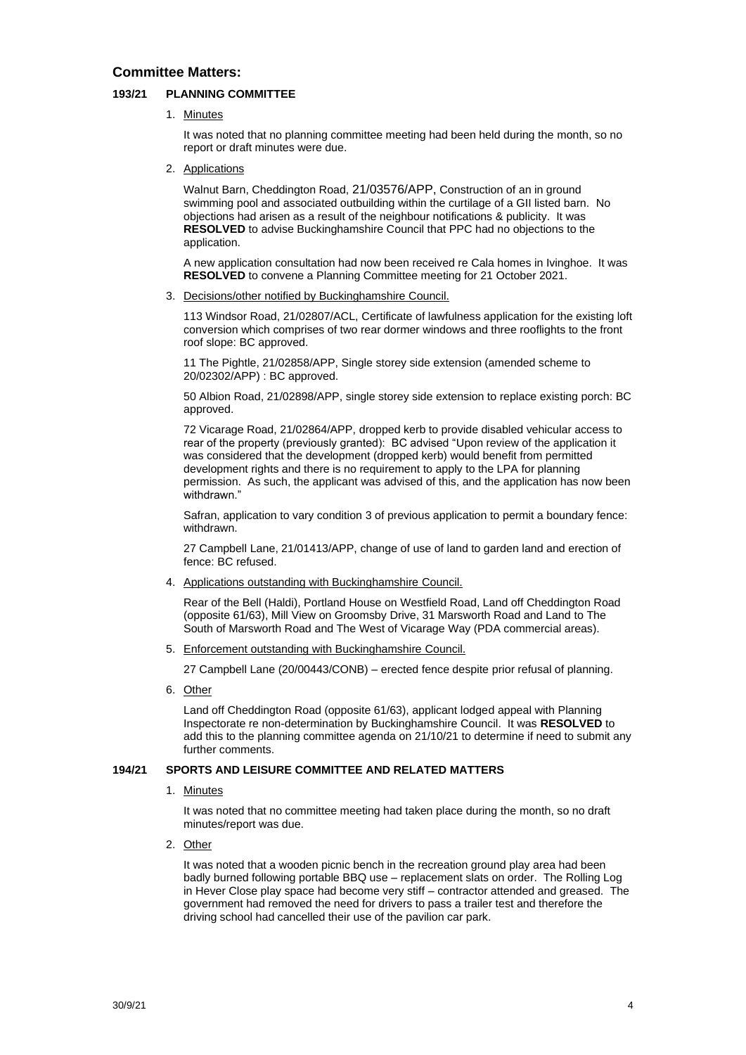## Committee Matters:

### 193/21 PLANNING COMMITTEE

1. Minutes

   It was noted that no planning committee meeting had been held during the month, so no report or draft minutes were due.

2. Applications

   Walnut Barn, Cheddington Road, 21/03576/APP, Construction of an in ground swimming pool and associated outbuilding within the curtilage of a GII listed barn. No objections had arisen as a result of the neighbour notifications & publicity. It was **RESOLVED** to advise Buckinghamshire Council that PPC had no objections to the application.

   A new application consultation had now been received re Cala homes in Ivinghoe. It was **RESOLVED** to convene a Planning Committee meeting for 21 October 2021.

3. Decisions/other notified by Buckinghamshire Council.

   113 Windsor Road, 21/02807/ACL, Certificate of lawfulness application for the existing loft conversion which comprises of two rear dormer windows and three rooflights to the front roof slope: BC approved.

   11 The Pightle, 21/02858/APP, Single storey side extension (amended scheme to 20/02302/APP) : BC approved.

   50 Albion Road, 21/02898/APP, single storey side extension to replace existing porch: BC approved.

   72 Vicarage Road, 21/02864/APP, dropped kerb to provide disabled vehicular access to rear of the property (previously granted): BC advised "Upon review of the application it was considered that the development (dropped kerb) would benefit from permitted development rights and there is no requirement to apply to the LPA for planning permission. As such, the applicant was advised of this, and the application has now been withdrawn."

   Safran, application to vary condition 3 of previous application to permit a boundary fence: withdrawn.

   27 Campbell Lane, 21/01413/APP, change of use of land to garden land and erection of fence: BC refused.

4. Applications outstanding with Buckinghamshire Council.

   Rear of the Bell (Haldi), Portland House on Westfield Road, Land off Cheddington Road (opposite 61/63), Mill View on Groomsby Drive, 31 Marsworth Road and Land to The South of Marsworth Road and The West of Vicarage Way (PDA commercial areas).

5. Enforcement outstanding with Buckinghamshire Council.

   27 Campbell Lane (20/00443/CONB) – erected fence despite prior refusal of planning.

6. Other

   Land off Cheddington Road (opposite 61/63), applicant lodged appeal with Planning Inspectorate re non-determination by Buckinghamshire Council. It was **RESOLVED** to add this to the planning committee agenda on 21/10/21 to determine if need to submit any further comments.

### 194/21 SPORTS AND LEISURE COMMITTEE AND RELATED MATTERS

1. Minutes

   It was noted that no committee meeting had taken place during the month, so no draft minutes/report was due.

2. Other

   It was noted that a wooden picnic bench in the recreation ground play area had been badly burned following portable BBQ use – replacement slats on order. The Rolling Log in Hever Close play space had become very stiff – contractor attended and greased. The government had removed the need for drivers to pass a trailer test and therefore the driving school had cancelled their use of the pavilion car park.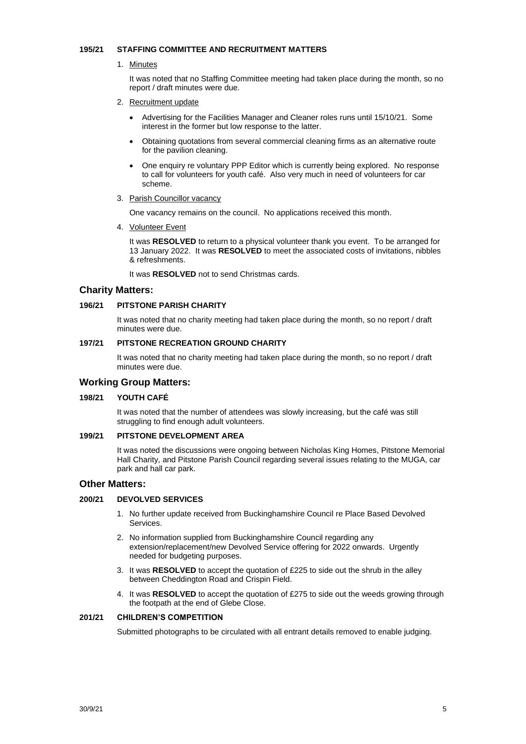**195/21 STAFFING COMMITTEE AND RECRUITMENT MATTERS**

1. Minutes

   It was noted that no Staffing Committee meeting had taken place during the month, so no report / draft minutes were due.

2. Recruitment update

   - Advertising for the Facilities Manager and Cleaner roles runs until 15/10/21. Some interest in the former but low response to the latter.
   - Obtaining quotations from several commercial cleaning firms as an alternative route for the pavilion cleaning.
   - One enquiry re voluntary PPP Editor which is currently being explored. No response to call for volunteers for youth café. Also very much in need of volunteers for car scheme.

3. Parish Councillor vacancy

   One vacancy remains on the council. No applications received this month.

4. Volunteer Event

   It was **RESOLVED** to return to a physical volunteer thank you event. To be arranged for 13 January 2022. It was **RESOLVED** to meet the associated costs of invitations, nibbles & refreshments.

   It was **RESOLVED** not to send Christmas cards.

## Charity Matters:

**196/21 PITSTONE PARISH CHARITY**

It was noted that no charity meeting had taken place during the month, so no report / draft minutes were due.

**197/21 PITSTONE RECREATION GROUND CHARITY**

It was noted that no charity meeting had taken place during the month, so no report / draft minutes were due.

## Working Group Matters:

**198/21 YOUTH CAFÉ**

It was noted that the number of attendees was slowly increasing, but the café was still struggling to find enough adult volunteers.

**199/21 PITSTONE DEVELOPMENT AREA**

It was noted the discussions were ongoing between Nicholas King Homes, Pitstone Memorial Hall Charity, and Pitstone Parish Council regarding several issues relating to the MUGA, car park and hall car park.

## Other Matters:

**200/21 DEVOLVED SERVICES**

1. No further update received from Buckinghamshire Council re Place Based Devolved Services.
2. No information supplied from Buckinghamshire Council regarding any extension/replacement/new Devolved Service offering for 2022 onwards. Urgently needed for budgeting purposes.
3. It was **RESOLVED** to accept the quotation of £225 to side out the shrub in the alley between Cheddington Road and Crispin Field.
4. It was **RESOLVED** to accept the quotation of £275 to side out the weeds growing through the footpath at the end of Glebe Close.

**201/21 CHILDREN'S COMPETITION**

Submitted photographs to be circulated with all entrant details removed to enable judging.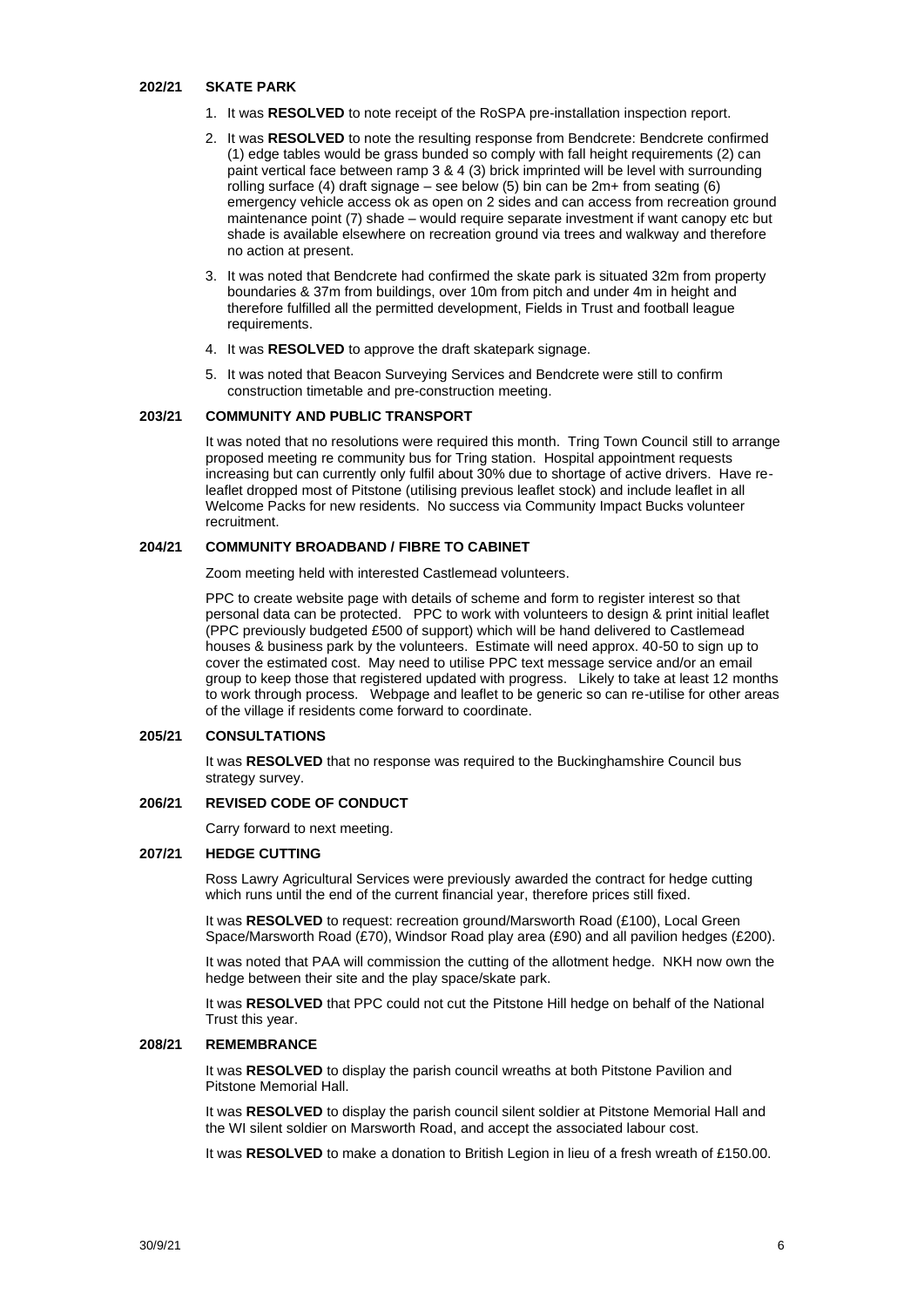**202/21 SKATE PARK**

1. It was **RESOLVED** to note receipt of the RoSPA pre-installation inspection report.
2. It was **RESOLVED** to note the resulting response from Bendcrete: Bendcrete confirmed (1) edge tables would be grass bunded so comply with fall height requirements (2) can paint vertical face between ramp 3 & 4 (3) brick imprinted will be level with surrounding rolling surface (4) draft signage – see below (5) bin can be 2m+ from seating (6) emergency vehicle access ok as open on 2 sides and can access from recreation ground maintenance point (7) shade – would require separate investment if want canopy etc but shade is available elsewhere on recreation ground via trees and walkway and therefore no action at present.
3. It was noted that Bendcrete had confirmed the skate park is situated 32m from property boundaries & 37m from buildings, over 10m from pitch and under 4m in height and therefore fulfilled all the permitted development, Fields in Trust and football league requirements.
4. It was **RESOLVED** to approve the draft skatepark signage.
5. It was noted that Beacon Surveying Services and Bendcrete were still to confirm construction timetable and pre-construction meeting.

**203/21 COMMUNITY AND PUBLIC TRANSPORT**

It was noted that no resolutions were required this month. Tring Town Council still to arrange proposed meeting re community bus for Tring station. Hospital appointment requests increasing but can currently only fulfil about 30% due to shortage of active drivers. Have re-leaflet dropped most of Pitstone (utilising previous leaflet stock) and include leaflet in all Welcome Packs for new residents. No success via Community Impact Bucks volunteer recruitment.

**204/21 COMMUNITY BROADBAND / FIBRE TO CABINET**

Zoom meeting held with interested Castlemead volunteers.

PPC to create website page with details of scheme and form to register interest so that personal data can be protected. PPC to work with volunteers to design & print initial leaflet (PPC previously budgeted £500 of support) which will be hand delivered to Castlemead houses & business park by the volunteers. Estimate will need approx. 40-50 to sign up to cover the estimated cost. May need to utilise PPC text message service and/or an email group to keep those that registered updated with progress. Likely to take at least 12 months to work through process. Webpage and leaflet to be generic so can re-utilise for other areas of the village if residents come forward to coordinate.

**205/21 CONSULTATIONS**

It was **RESOLVED** that no response was required to the Buckinghamshire Council bus strategy survey.

**206/21 REVISED CODE OF CONDUCT**

Carry forward to next meeting.

**207/21 HEDGE CUTTING**

Ross Lawry Agricultural Services were previously awarded the contract for hedge cutting which runs until the end of the current financial year, therefore prices still fixed.

It was **RESOLVED** to request: recreation ground/Marsworth Road (£100), Local Green Space/Marsworth Road (£70), Windsor Road play area (£90) and all pavilion hedges (£200).

It was noted that PAA will commission the cutting of the allotment hedge. NKH now own the hedge between their site and the play space/skate park.

It was **RESOLVED** that PPC could not cut the Pitstone Hill hedge on behalf of the National Trust this year.

**208/21 REMEMBRANCE**

It was **RESOLVED** to display the parish council wreaths at both Pitstone Pavilion and Pitstone Memorial Hall.

It was **RESOLVED** to display the parish council silent soldier at Pitstone Memorial Hall and the WI silent soldier on Marsworth Road, and accept the associated labour cost.

It was **RESOLVED** to make a donation to British Legion in lieu of a fresh wreath of £150.00.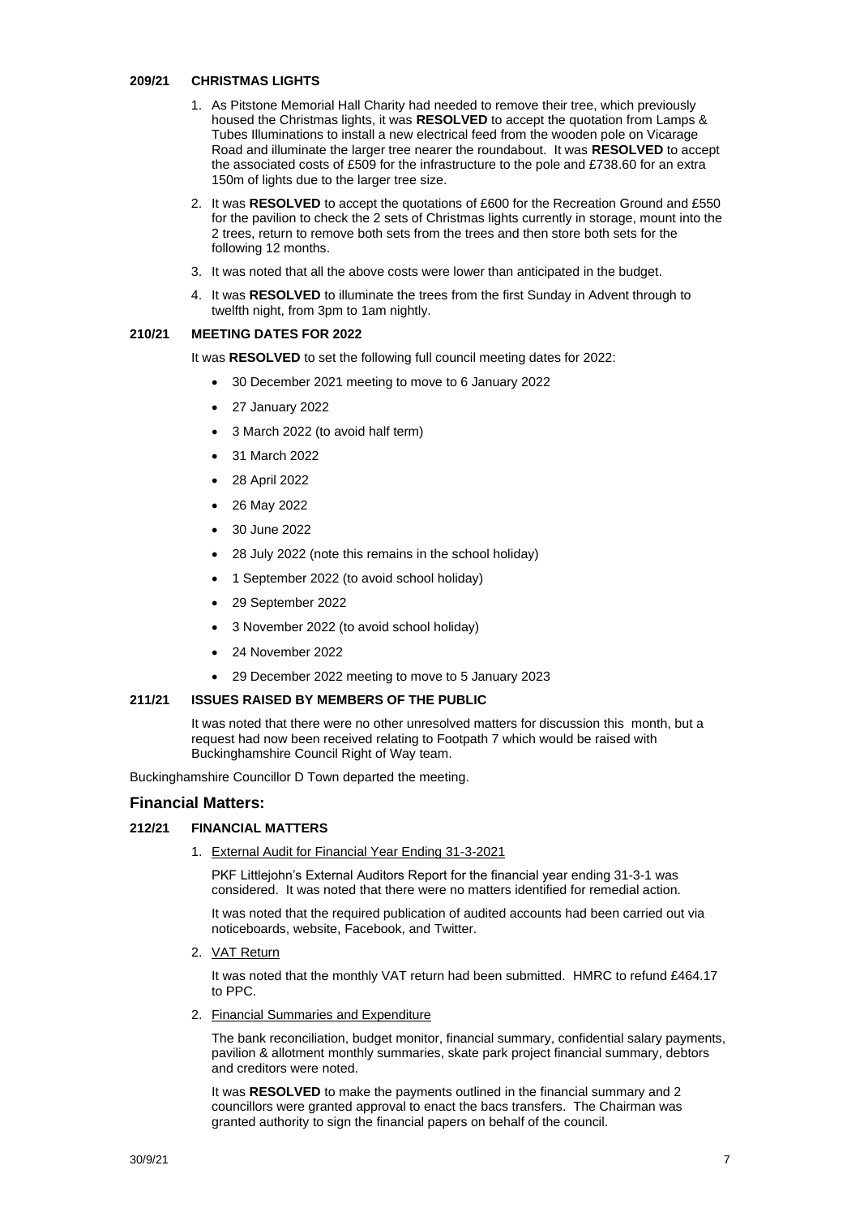**209/21 CHRISTMAS LIGHTS**

1. As Pitstone Memorial Hall Charity had needed to remove their tree, which previously housed the Christmas lights, it was **RESOLVED** to accept the quotation from Lamps & Tubes Illuminations to install a new electrical feed from the wooden pole on Vicarage Road and illuminate the larger tree nearer the roundabout. It was **RESOLVED** to accept the associated costs of £509 for the infrastructure to the pole and £738.60 for an extra 150m of lights due to the larger tree size.
2. It was **RESOLVED** to accept the quotations of £600 for the Recreation Ground and £550 for the pavilion to check the 2 sets of Christmas lights currently in storage, mount into the 2 trees, return to remove both sets from the trees and then store both sets for the following 12 months.
3. It was noted that all the above costs were lower than anticipated in the budget.
4. It was **RESOLVED** to illuminate the trees from the first Sunday in Advent through to twelfth night, from 3pm to 1am nightly.

**210/21 MEETING DATES FOR 2022**

It was **RESOLVED** to set the following full council meeting dates for 2022:

- 30 December 2021 meeting to move to 6 January 2022
- 27 January 2022
- 3 March 2022 (to avoid half term)
- 31 March 2022
- 28 April 2022
- 26 May 2022
- 30 June 2022
- 28 July 2022 (note this remains in the school holiday)
- 1 September 2022 (to avoid school holiday)
- 29 September 2022
- 3 November 2022 (to avoid school holiday)
- 24 November 2022
- 29 December 2022 meeting to move to 5 January 2023

**211/21 ISSUES RAISED BY MEMBERS OF THE PUBLIC**

It was noted that there were no other unresolved matters for discussion this month, but a request had now been received relating to Footpath 7 which would be raised with Buckinghamshire Council Right of Way team.

Buckinghamshire Councillor D Town departed the meeting.

## Financial Matters:

**212/21 FINANCIAL MATTERS**

1. External Audit for Financial Year Ending 31-3-2021

   PKF Littlejohn's External Auditors Report for the financial year ending 31-3-1 was considered. It was noted that there were no matters identified for remedial action.

   It was noted that the required publication of audited accounts had been carried out via noticeboards, website, Facebook, and Twitter.

2. VAT Return

   It was noted that the monthly VAT return had been submitted. HMRC to refund £464.17 to PPC.

2. Financial Summaries and Expenditure

   The bank reconciliation, budget monitor, financial summary, confidential salary payments, pavilion & allotment monthly summaries, skate park project financial summary, debtors and creditors were noted.

   It was **RESOLVED** to make the payments outlined in the financial summary and 2 councillors were granted approval to enact the bacs transfers. The Chairman was granted authority to sign the financial papers on behalf of the council.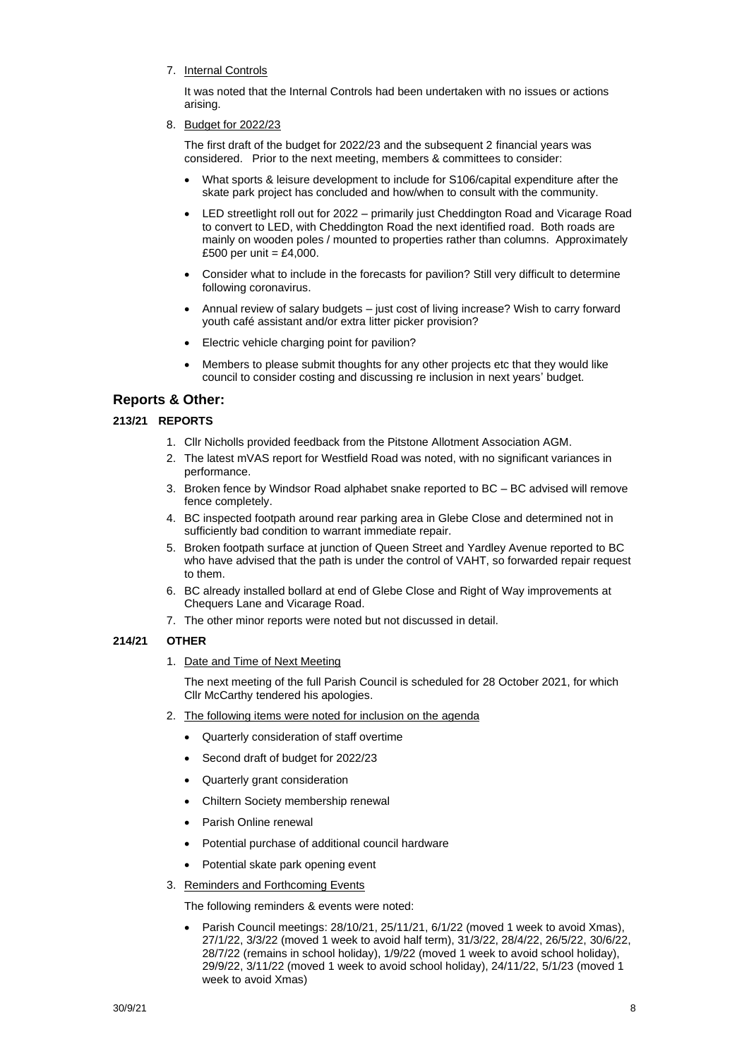7. Internal Controls

   It was noted that the Internal Controls had been undertaken with no issues or actions arising.

8. Budget for 2022/23

   The first draft of the budget for 2022/23 and the subsequent 2 financial years was considered. Prior to the next meeting, members & committees to consider:

   - What sports & leisure development to include for S106/capital expenditure after the skate park project has concluded and how/when to consult with the community.
   - LED streetlight roll out for 2022 – primarily just Cheddington Road and Vicarage Road to convert to LED, with Cheddington Road the next identified road. Both roads are mainly on wooden poles / mounted to properties rather than columns. Approximately £500 per unit = £4,000.
   - Consider what to include in the forecasts for pavilion? Still very difficult to determine following coronavirus.
   - Annual review of salary budgets – just cost of living increase? Wish to carry forward youth café assistant and/or extra litter picker provision?
   - Electric vehicle charging point for pavilion?
   - Members to please submit thoughts for any other projects etc that they would like council to consider costing and discussing re inclusion in next years' budget.

## Reports & Other:

### 213/21 REPORTS

1. Cllr Nicholls provided feedback from the Pitstone Allotment Association AGM.
2. The latest mVAS report for Westfield Road was noted, with no significant variances in performance.
3. Broken fence by Windsor Road alphabet snake reported to BC – BC advised will remove fence completely.
4. BC inspected footpath around rear parking area in Glebe Close and determined not in sufficiently bad condition to warrant immediate repair.
5. Broken footpath surface at junction of Queen Street and Yardley Avenue reported to BC who have advised that the path is under the control of VAHT, so forwarded repair request to them.
6. BC already installed bollard at end of Glebe Close and Right of Way improvements at Chequers Lane and Vicarage Road.
7. The other minor reports were noted but not discussed in detail.

### 214/21 OTHER

1. Date and Time of Next Meeting

   The next meeting of the full Parish Council is scheduled for 28 October 2021, for which Cllr McCarthy tendered his apologies.

2. The following items were noted for inclusion on the agenda

   - Quarterly consideration of staff overtime
   - Second draft of budget for 2022/23
   - Quarterly grant consideration
   - Chiltern Society membership renewal
   - Parish Online renewal
   - Potential purchase of additional council hardware
   - Potential skate park opening event

3. Reminders and Forthcoming Events

   The following reminders & events were noted:

   - Parish Council meetings: 28/10/21, 25/11/21, 6/1/22 (moved 1 week to avoid Xmas), 27/1/22, 3/3/22 (moved 1 week to avoid half term), 31/3/22, 28/4/22, 26/5/22, 30/6/22, 28/7/22 (remains in school holiday), 1/9/22 (moved 1 week to avoid school holiday), 29/9/22, 3/11/22 (moved 1 week to avoid school holiday), 24/11/22, 5/1/23 (moved 1 week to avoid Xmas)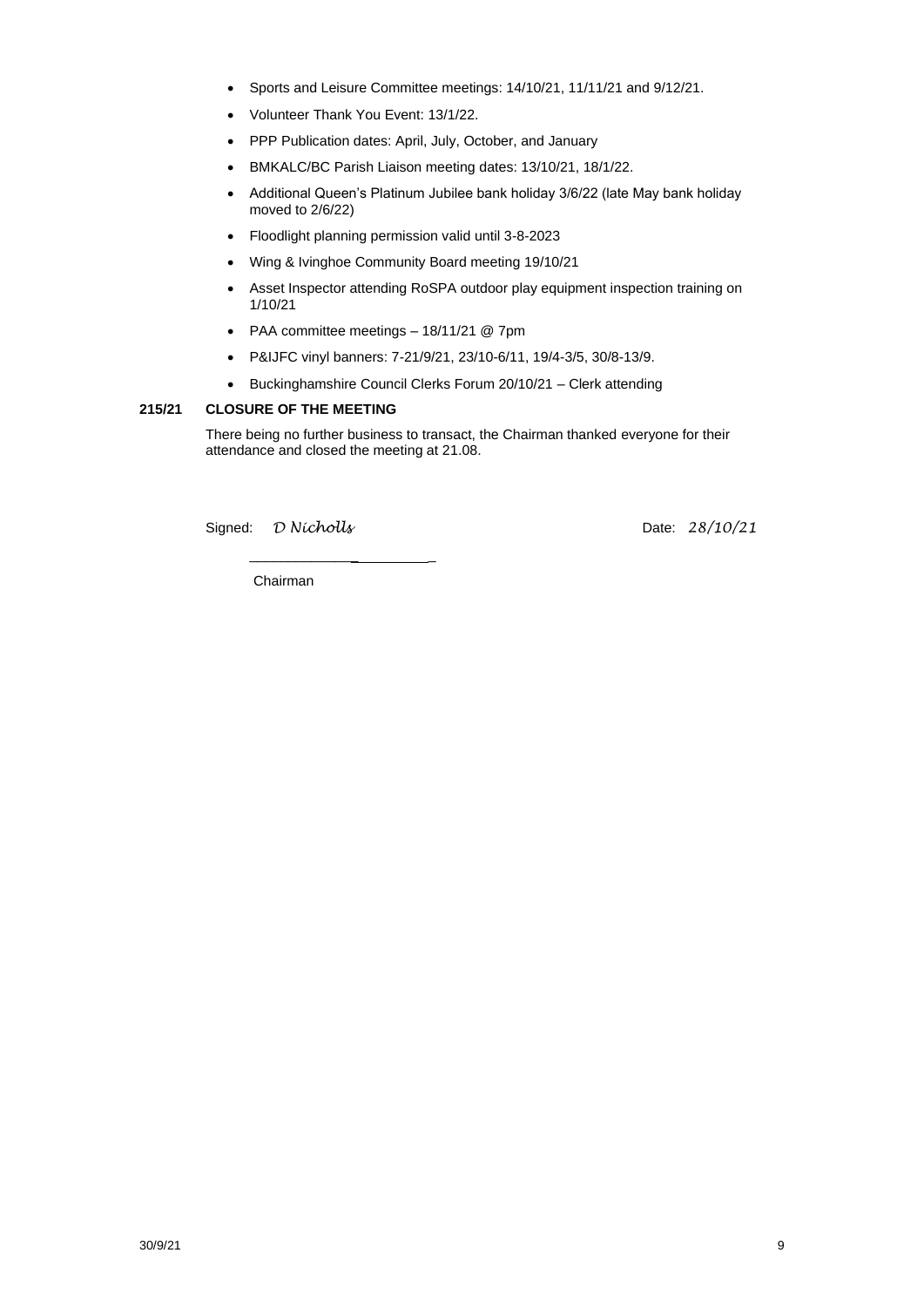- Sports and Leisure Committee meetings: 14/10/21, 11/11/21 and 9/12/21.
- Volunteer Thank You Event: 13/1/22.
- PPP Publication dates: April, July, October, and January
- BMKALC/BC Parish Liaison meeting dates: 13/10/21, 18/1/22.
- Additional Queen's Platinum Jubilee bank holiday 3/6/22 (late May bank holiday moved to 2/6/22)
- Floodlight planning permission valid until 3-8-2023
- Wing & Ivinghoe Community Board meeting 19/10/21
- Asset Inspector attending RoSPA outdoor play equipment inspection training on 1/10/21
- PAA committee meetings – 18/11/21 @ 7pm
- P&IJFC vinyl banners: 7-21/9/21, 23/10-6/11, 19/4-3/5, 30/8-13/9.
- Buckinghamshire Council Clerks Forum 20/10/21 – Clerk attending

**215/21 CLOSURE OF THE MEETING**

There being no further business to transact, the Chairman thanked everyone for their attendance and closed the meeting at 21.08.

Signed: *D Nicholls* Date: *28/10/21*

Chairman